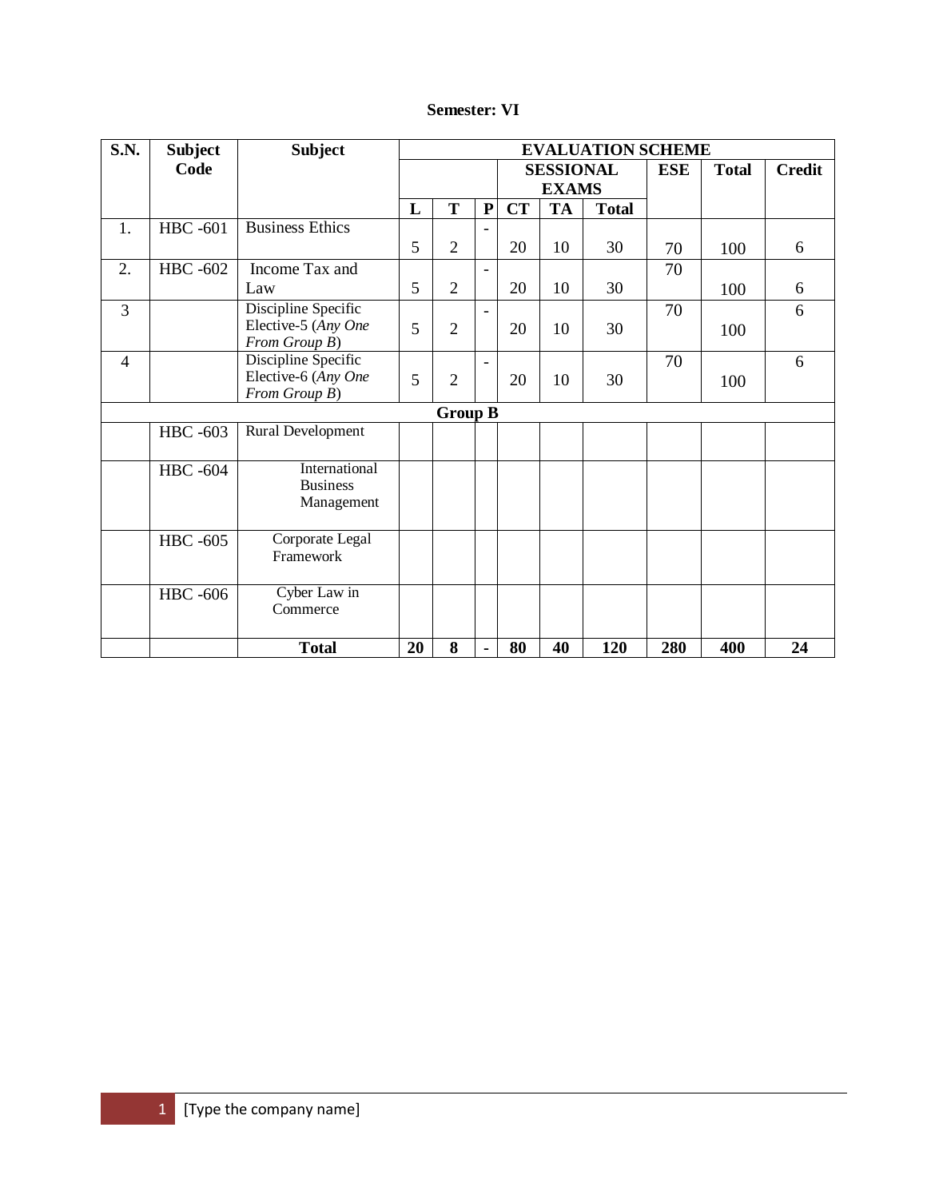**Semester: VI**

| S.N. | Subject Code | Subject | EVALUATION SCHEME | | | | | | | | |
|---|---|---|---|---|---|---|---|---|---|---|---|
| | | | | | | SESSIONAL EXAMS | | | ESE | Total | Credit |
| | | | L | T | P | CT | TA | Total | | | |
| 1. | HBC -601 | Business Ethics | 5 | 2 | - | 20 | 10 | 30 | 70 | 100 | 6 |
| 2. | HBC -602 | Income Tax and Law | 5 | 2 | - | 20 | 10 | 30 | 70 | 100 | 6 |
| 3 | | Discipline Specific Elective-5 (*Any One From Group B*) | 5 | 2 | - | 20 | 10 | 30 | 70 | 100 | 6 |
| 4 | | Discipline Specific Elective-6 (*Any One From Group B*) | 5 | 2 | - | 20 | 10 | 30 | 70 | 100 | 6 |
| **Group B** | | | | | | | | | | | |
| | HBC -603 | Rural Development | | | | | | | | | |
| | HBC -604 | International Business Management | | | | | | | | | |
| | HBC -605 | Corporate Legal Framework | | | | | | | | | |
| | HBC -606 | Cyber Law in Commerce | | | | | | | | | |
| | | **Total** | **20** | **8** | **-** | **80** | **40** | **120** | **280** | **400** | **24** |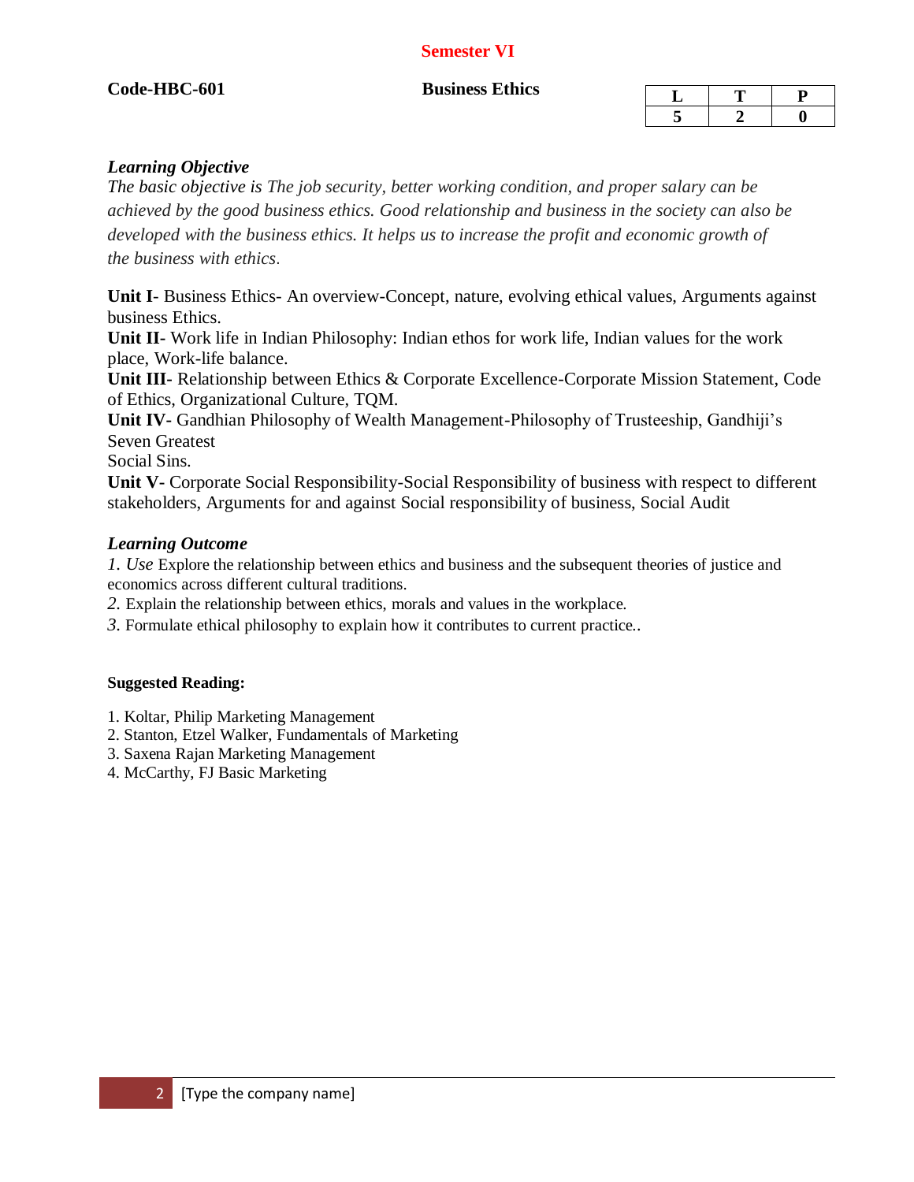## Semester VI

**Code-HBC-601** **Business Ethics**

| L | T | P |
|---|---|---|
| 5 | 2 | 0 |

### *Learning Objective*

*The basic objective is The job security, better working condition, and proper salary can be achieved by the good business ethics. Good relationship and business in the society can also be developed with the business ethics. It helps us to increase the profit and economic growth of the business with ethics.*

**Unit I**- Business Ethics- An overview-Concept, nature, evolving ethical values, Arguments against business Ethics.

**Unit II**- Work life in Indian Philosophy: Indian ethos for work life, Indian values for the work place, Work-life balance.

**Unit III-** Relationship between Ethics & Corporate Excellence-Corporate Mission Statement, Code of Ethics, Organizational Culture, TQM.

**Unit IV-** Gandhian Philosophy of Wealth Management-Philosophy of Trusteeship, Gandhiji's Seven Greatest
Social Sins.

**Unit V-** Corporate Social Responsibility-Social Responsibility of business with respect to different stakeholders, Arguments for and against Social responsibility of business, Social Audit

### *Learning Outcome*

1. *Use* Explore the relationship between ethics and business and the subsequent theories of justice and economics across different cultural traditions.
2. Explain the relationship between ethics, morals and values in the workplace.
3. Formulate ethical philosophy to explain how it contributes to current practice..

**Suggested Reading:**

1. Koltar, Philip Marketing Management
2. Stanton, Etzel Walker, Fundamentals of Marketing
3. Saxena Rajan Marketing Management
4. McCarthy, FJ Basic Marketing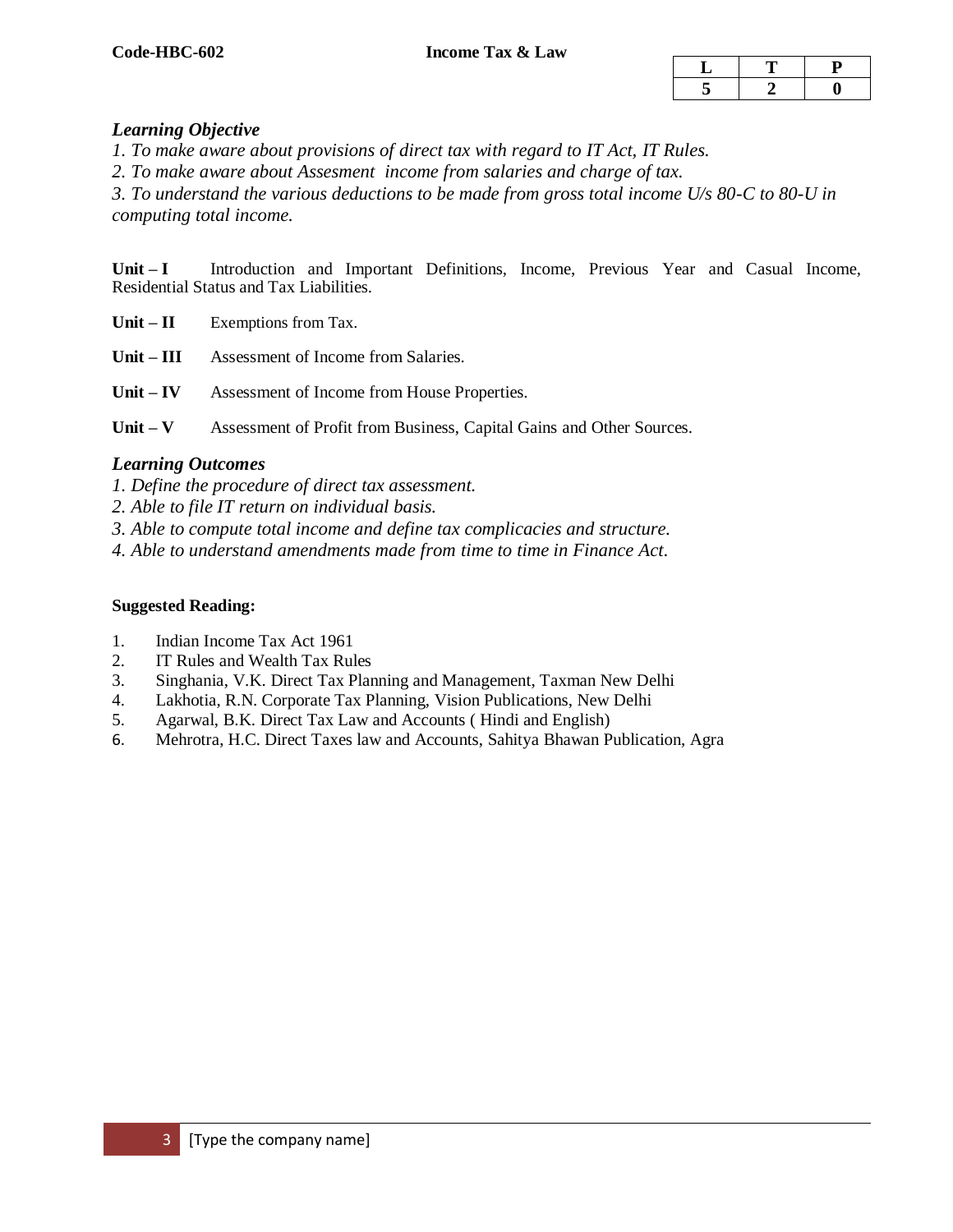**Code-HBC-602** **Income Tax & Law**

| L | T | P |
|---|---|---|
| 5 | 2 | 0 |

### *Learning Objective*

*1. To make aware about provisions of direct tax with regard to IT Act, IT Rules.*

*2. To make aware about Assesment income from salaries and charge of tax.*

*3. To understand the various deductions to be made from gross total income U/s 80-C to 80-U in computing total income.*

**Unit – I** Introduction and Important Definitions, Income, Previous Year and Casual Income, Residential Status and Tax Liabilities.

**Unit – II** Exemptions from Tax.

**Unit – III** Assessment of Income from Salaries.

**Unit – IV** Assessment of Income from House Properties.

**Unit – V** Assessment of Profit from Business, Capital Gains and Other Sources.

### *Learning Outcomes*

*1. Define the procedure of direct tax assessment.*

*2. Able to file IT return on individual basis.*

*3. Able to compute total income and define tax complicacies and structure.*

*4. Able to understand amendments made from time to time in Finance Act.*

**Suggested Reading:**

1. Indian Income Tax Act 1961
2. IT Rules and Wealth Tax Rules
3. Singhania, V.K. Direct Tax Planning and Management, Taxman New Delhi
4. Lakhotia, R.N. Corporate Tax Planning, Vision Publications, New Delhi
5. Agarwal, B.K. Direct Tax Law and Accounts ( Hindi and English)
6. Mehrotra, H.C. Direct Taxes law and Accounts, Sahitya Bhawan Publication, Agra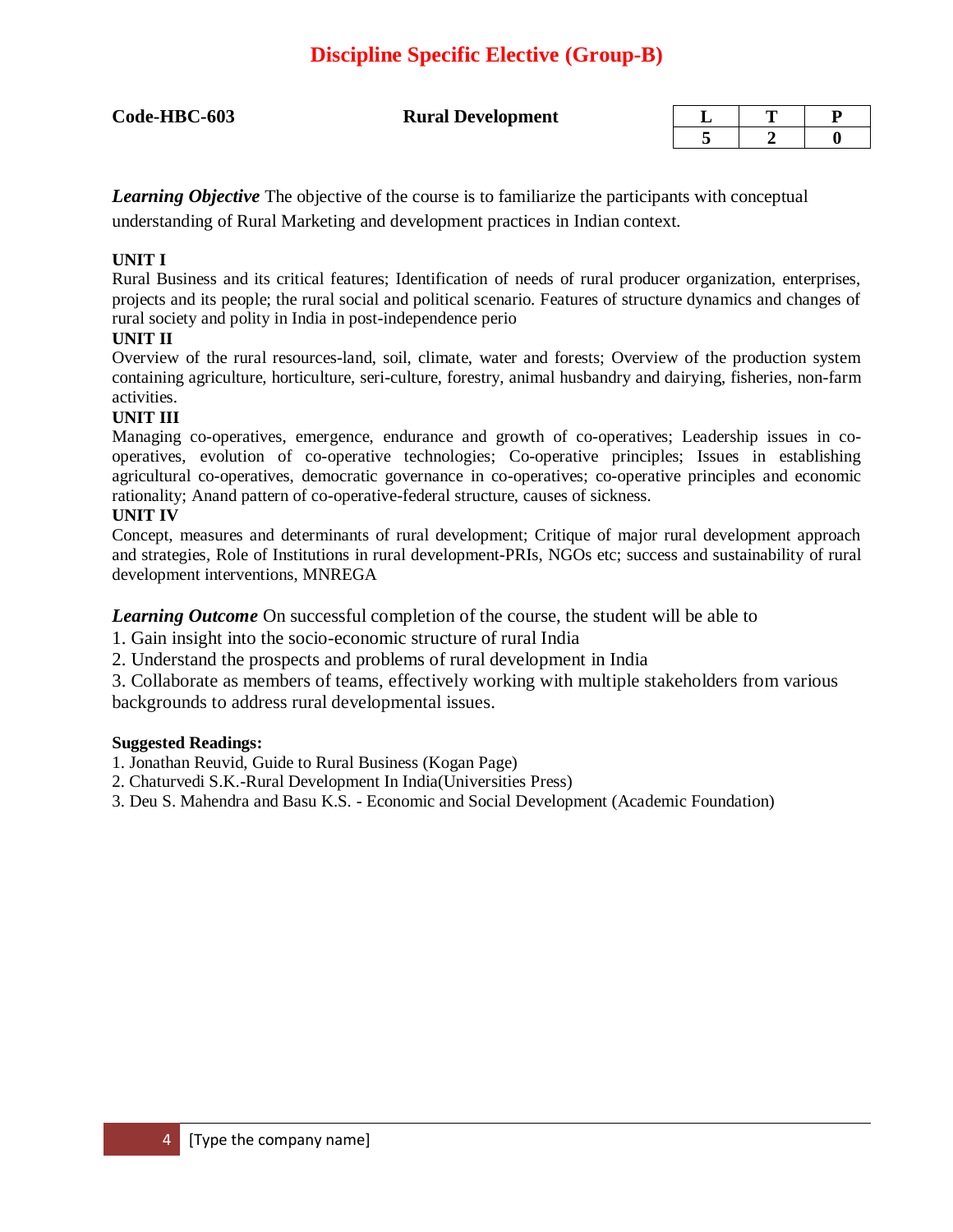# Discipline Specific Elective (Group-B)

**Code-HBC-603** **Rural Development**

| L | T | P |
|---|---|---|
| 5 | 2 | 0 |

***Learning Objective*** The objective of the course is to familiarize the participants with conceptual understanding of Rural Marketing and development practices in Indian context.

**UNIT I**

Rural Business and its critical features; Identification of needs of rural producer organization, enterprises, projects and its people; the rural social and political scenario. Features of structure dynamics and changes of rural society and polity in India in post-independence perio

**UNIT II**

Overview of the rural resources-land, soil, climate, water and forests; Overview of the production system containing agriculture, horticulture, seri-culture, forestry, animal husbandry and dairying, fisheries, non-farm activities.

**UNIT III**

Managing co-operatives, emergence, endurance and growth of co-operatives; Leadership issues in co-operatives, evolution of co-operative technologies; Co-operative principles; Issues in establishing agricultural co-operatives, democratic governance in co-operatives; co-operative principles and economic rationality; Anand pattern of co-operative-federal structure, causes of sickness.

**UNIT IV**

Concept, measures and determinants of rural development; Critique of major rural development approach and strategies, Role of Institutions in rural development-PRIs, NGOs etc; success and sustainability of rural development interventions, MNREGA

***Learning Outcome*** On successful completion of the course, the student will be able to

1. Gain insight into the socio-economic structure of rural India
2. Understand the prospects and problems of rural development in India
3. Collaborate as members of teams, effectively working with multiple stakeholders from various backgrounds to address rural developmental issues.

**Suggested Readings:**

1. Jonathan Reuvid, Guide to Rural Business (Kogan Page)
2. Chaturvedi S.K.-Rural Development In India(Universities Press)
3. Deu S. Mahendra and Basu K.S. - Economic and Social Development (Academic Foundation)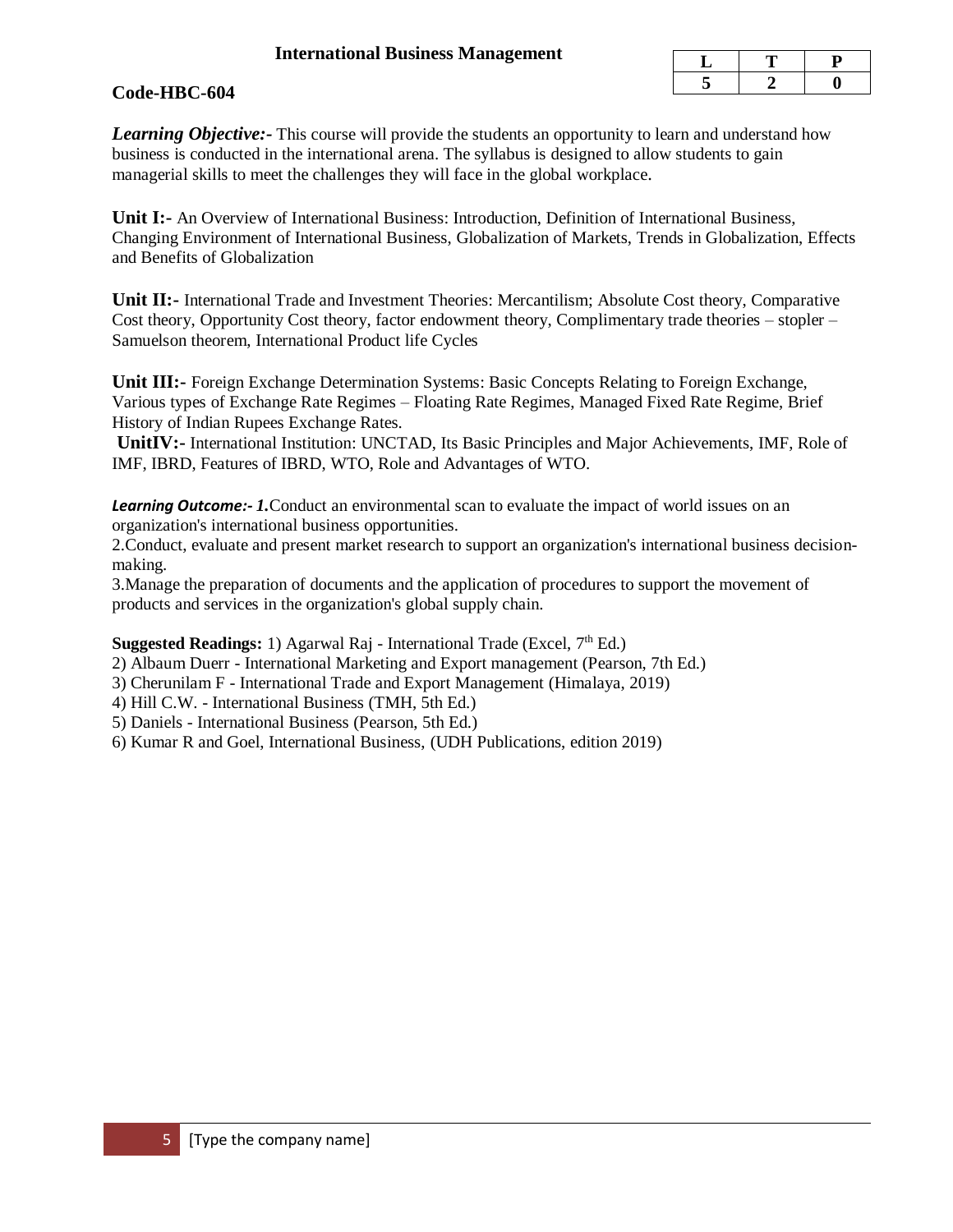**International Business Management**

**Code-HBC-604**

| L | T | P |
|---|---|---|
| 5 | 2 | 0 |

***Learning Objective:-*** This course will provide the students an opportunity to learn and understand how business is conducted in the international arena. The syllabus is designed to allow students to gain managerial skills to meet the challenges they will face in the global workplace.

**Unit I:-** An Overview of International Business: Introduction, Definition of International Business, Changing Environment of International Business, Globalization of Markets, Trends in Globalization, Effects and Benefits of Globalization

**Unit II:-** International Trade and Investment Theories: Mercantilism; Absolute Cost theory, Comparative Cost theory, Opportunity Cost theory, factor endowment theory, Complimentary trade theories – stopler – Samuelson theorem, International Product life Cycles

**Unit III:-** Foreign Exchange Determination Systems: Basic Concepts Relating to Foreign Exchange, Various types of Exchange Rate Regimes – Floating Rate Regimes, Managed Fixed Rate Regime, Brief History of Indian Rupees Exchange Rates.

**UnitIV:-** International Institution: UNCTAD, Its Basic Principles and Major Achievements, IMF, Role of IMF, IBRD, Features of IBRD, WTO, Role and Advantages of WTO.

***Learning Outcome:- 1.*** Conduct an environmental scan to evaluate the impact of world issues on an organization's international business opportunities.

2.Conduct, evaluate and present market research to support an organization's international business decision-making.

3.Manage the preparation of documents and the application of procedures to support the movement of products and services in the organization's global supply chain.

**Suggested Readings:** 1) Agarwal Raj - International Trade (Excel, 7th Ed.)

2) Albaum Duerr - International Marketing and Export management (Pearson, 7th Ed.)

3) Cherunilam F - International Trade and Export Management (Himalaya, 2019)

4) Hill C.W. - International Business (TMH, 5th Ed.)

5) Daniels - International Business (Pearson, 5th Ed.)

6) Kumar R and Goel, International Business, (UDH Publications, edition 2019)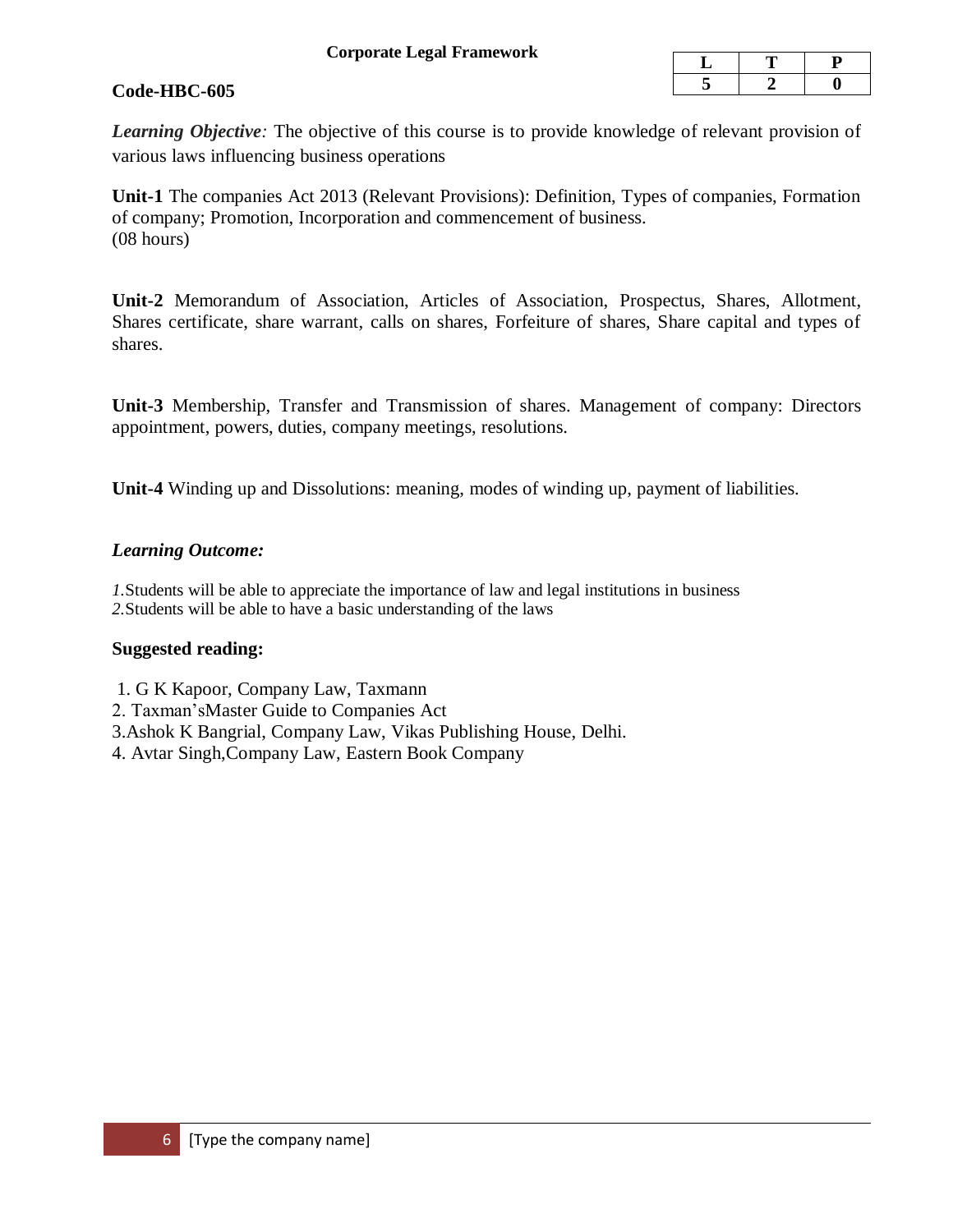**Corporate Legal Framework**

**Code-HBC-605**

| L | T | P |
|---|---|---|
| 5 | 2 | 0 |

***Learning Objective:*** The objective of this course is to provide knowledge of relevant provision of various laws influencing business operations

**Unit-1** The companies Act 2013 (Relevant Provisions): Definition, Types of companies, Formation of company; Promotion, Incorporation and commencement of business.
(08 hours)

**Unit-2** Memorandum of Association, Articles of Association, Prospectus, Shares, Allotment, Shares certificate, share warrant, calls on shares, Forfeiture of shares, Share capital and types of shares.

**Unit-3** Membership, Transfer and Transmission of shares. Management of company: Directors appointment, powers, duties, company meetings, resolutions.

**Unit-4** Winding up and Dissolutions: meaning, modes of winding up, payment of liabilities.

***Learning Outcome:***

*1.*Students will be able to appreciate the importance of law and legal institutions in business
*2.*Students will be able to have a basic understanding of the laws

**Suggested reading:**

1. G K Kapoor, Company Law, Taxmann
2. Taxman'sMaster Guide to Companies Act
3. Ashok K Bangrial, Company Law, Vikas Publishing House, Delhi.
4. Avtar Singh,Company Law, Eastern Book Company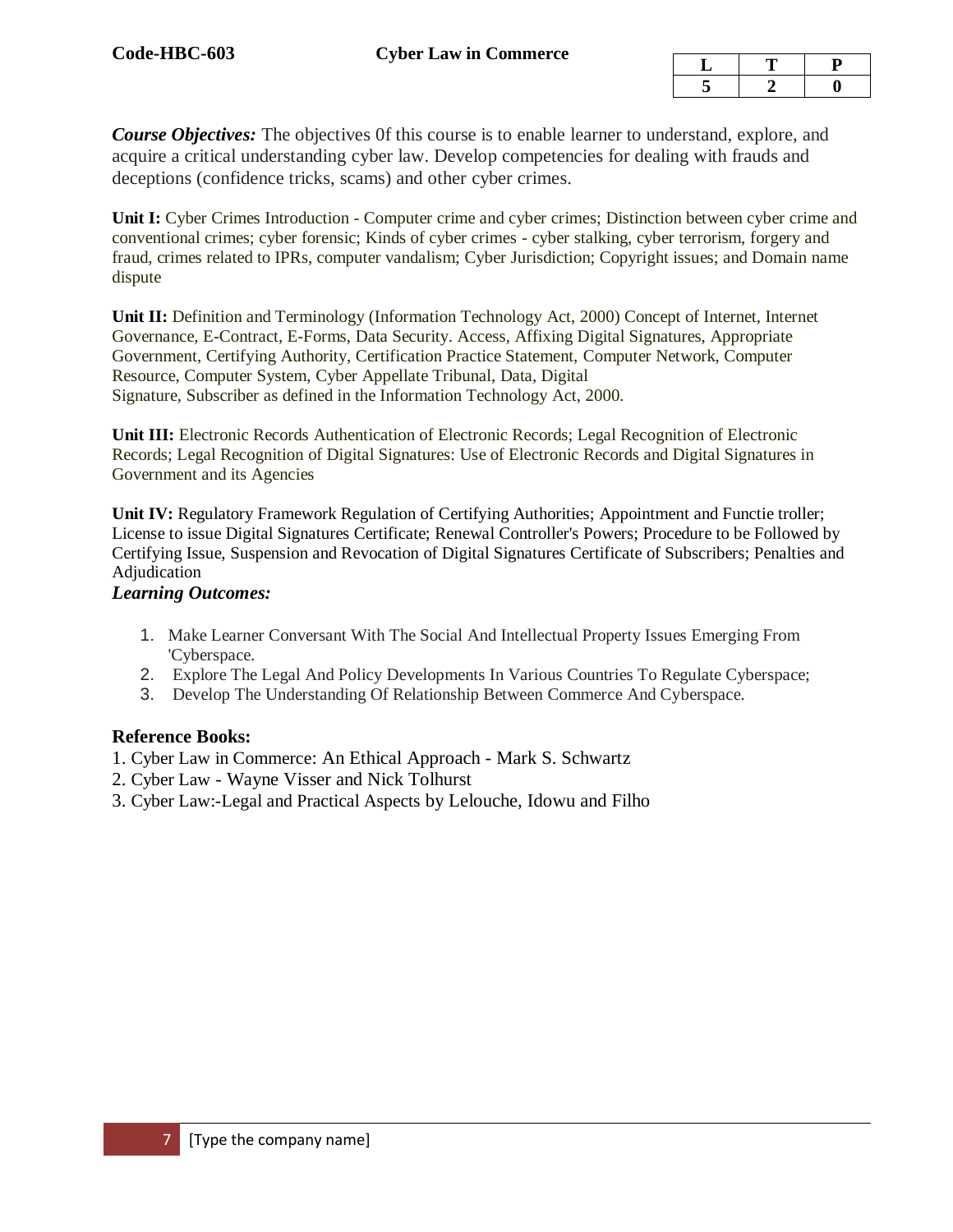**Code-HBC-603** **Cyber Law in Commerce**

| L | T | P |
|---|---|---|
| 5 | 2 | 0 |

***Course Objectives:*** The objectives 0f this course is to enable learner to understand, explore, and acquire a critical understanding cyber law. Develop competencies for dealing with frauds and deceptions (confidence tricks, scams) and other cyber crimes.

**Unit I:** Cyber Crimes Introduction - Computer crime and cyber crimes; Distinction between cyber crime and conventional crimes; cyber forensic; Kinds of cyber crimes - cyber stalking, cyber terrorism, forgery and fraud, crimes related to IPRs, computer vandalism; Cyber Jurisdiction; Copyright issues; and Domain name dispute

**Unit II:** Definition and Terminology (Information Technology Act, 2000) Concept of Internet, Internet Governance, E-Contract, E-Forms, Data Security. Access, Affixing Digital Signatures, Appropriate Government, Certifying Authority, Certification Practice Statement, Computer Network, Computer Resource, Computer System, Cyber Appellate Tribunal, Data, Digital Signature, Subscriber as defined in the Information Technology Act, 2000.

**Unit III:** Electronic Records Authentication of Electronic Records; Legal Recognition of Electronic Records; Legal Recognition of Digital Signatures: Use of Electronic Records and Digital Signatures in Government and its Agencies

**Unit IV:** Regulatory Framework Regulation of Certifying Authorities; Appointment and Functie troller; License to issue Digital Signatures Certificate; Renewal Controller's Powers; Procedure to be Followed by Certifying Issue, Suspension and Revocation of Digital Signatures Certificate of Subscribers; Penalties and Adjudication

***Learning Outcomes:***

1. Make Learner Conversant With The Social And Intellectual Property Issues Emerging From 'Cyberspace.
2. Explore The Legal And Policy Developments In Various Countries To Regulate Cyberspace;
3. Develop The Understanding Of Relationship Between Commerce And Cyberspace.

**Reference Books:**

1. Cyber Law in Commerce: An Ethical Approach - Mark S. Schwartz
2. Cyber Law - Wayne Visser and Nick Tolhurst
3. Cyber Law:-Legal and Practical Aspects by Lelouche, Idowu and Filho